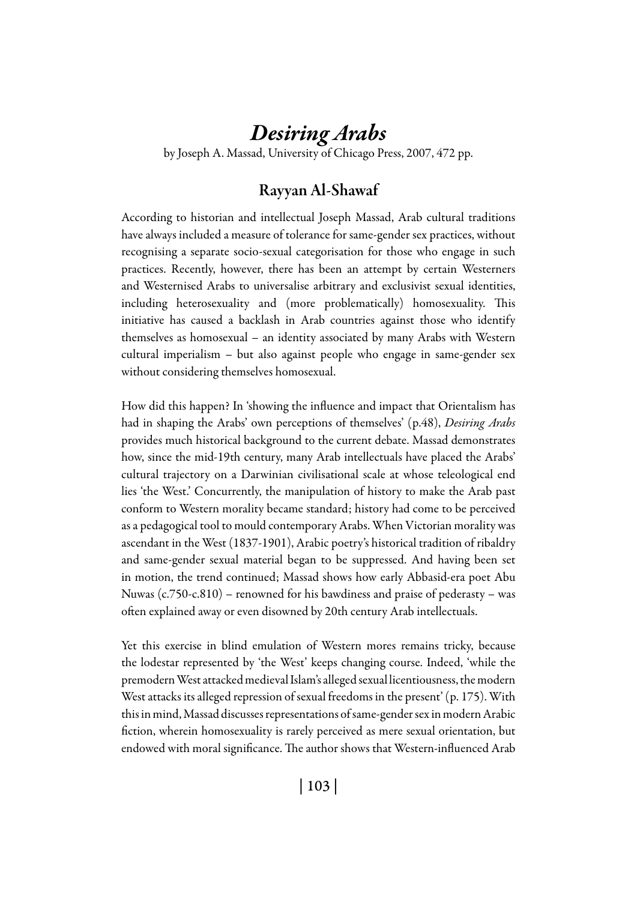# *Desiring Arabs*

by Joseph A. Massad, University of Chicago Press, 2007, 472 pp.

## Rayyan Al-Shawaf

According to historian and intellectual Joseph Massad, Arab cultural traditions have always included a measure of tolerance for same-gender sex practices, without recognising a separate socio-sexual categorisation for those who engage in such practices. Recently, however, there has been an attempt by certain Westerners and Westernised Arabs to universalise arbitrary and exclusivist sexual identities, including heterosexuality and (more problematically) homosexuality. This initiative has caused a backlash in Arab countries against those who identify themselves as homosexual – an identity associated by many Arabs with Western cultural imperialism – but also against people who engage in same-gender sex without considering themselves homosexual.

How did this happen? In 'showing the influence and impact that Orientalism has had in shaping the Arabs' own perceptions of themselves' (p.48), *Desiring Arabs* provides much historical background to the current debate. Massad demonstrates how, since the mid-19th century, many Arab intellectuals have placed the Arabs' cultural trajectory on a Darwinian civilisational scale at whose teleological end lies 'the West.' Concurrently, the manipulation of history to make the Arab past conform to Western morality became standard; history had come to be perceived as a pedagogical tool to mould contemporary Arabs. When Victorian morality was ascendant in the West (1837-1901), Arabic poetry's historical tradition of ribaldry and same-gender sexual material began to be suppressed. And having been set in motion, the trend continued; Massad shows how early Abbasid-era poet Abu Nuwas (c.750-c.810) – renowned for his bawdiness and praise of pederasty – was often explained away or even disowned by 20th century Arab intellectuals.

Yet this exercise in blind emulation of Western mores remains tricky, because the lodestar represented by 'the West' keeps changing course. Indeed, 'while the premodern West attacked medieval Islam's alleged sexual licentiousness, the modern West attacks its alleged repression of sexual freedoms in the present' (p. 175). With this in mind, Massad discusses representations of same-gender sex in modern Arabic fiction, wherein homosexuality is rarely perceived as mere sexual orientation, but endowed with moral significance. The author shows that Western-influenced Arab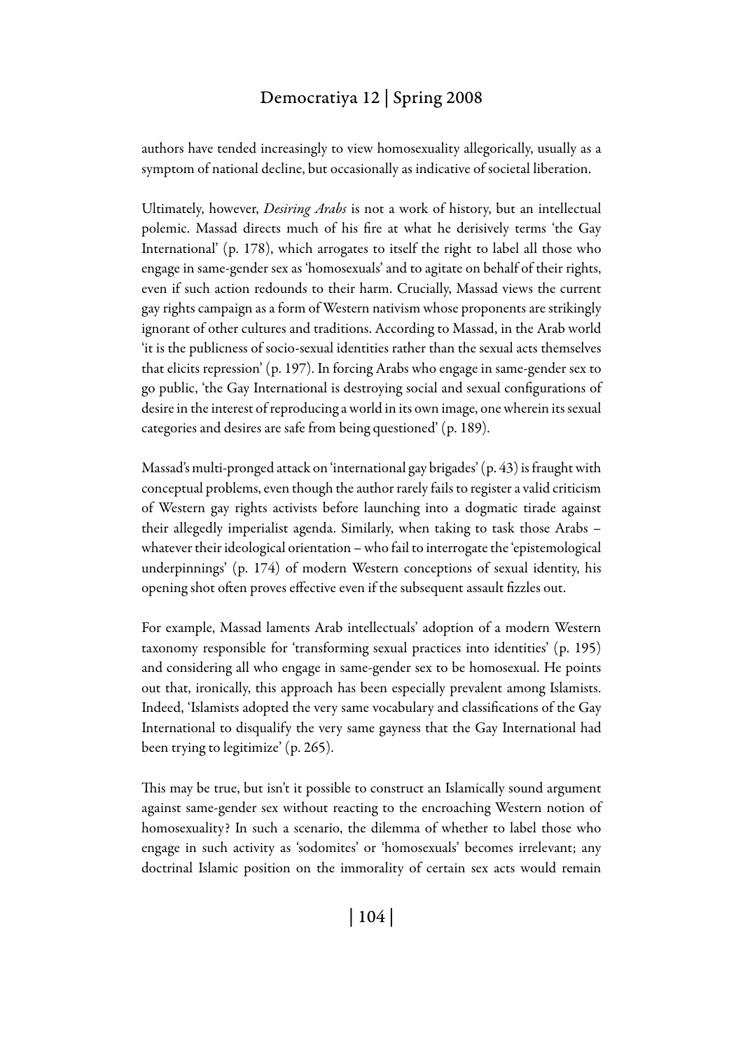authors have tended increasingly to view homosexuality allegorically, usually as a symptom of national decline, but occasionally as indicative of societal liberation.

Ultimately, however, *Desiring Arabs* is not a work of history, but an intellectual polemic. Massad directs much of his fire at what he derisively terms 'the Gay International' (p. 178), which arrogates to itself the right to label all those who engage in same-gender sex as 'homosexuals' and to agitate on behalf of their rights, even if such action redounds to their harm. Crucially, Massad views the current gay rights campaign as a form of Western nativism whose proponents are strikingly ignorant of other cultures and traditions. According to Massad, in the Arab world 'it is the publicness of socio-sexual identities rather than the sexual acts themselves that elicits repression' (p. 197). In forcing Arabs who engage in same-gender sex to go public, 'the Gay International is destroying social and sexual configurations of desire in the interest of reproducing a world in its own image, one wherein its sexual categories and desires are safe from being questioned' (p. 189).

Massad's multi-pronged attack on 'international gay brigades' (p. 43) is fraught with conceptual problems, even though the author rarely fails to register a valid criticism of Western gay rights activists before launching into a dogmatic tirade against their allegedly imperialist agenda. Similarly, when taking to task those Arabs – whatever their ideological orientation – who fail to interrogate the 'epistemological underpinnings' (p. 174) of modern Western conceptions of sexual identity, his opening shot often proves effective even if the subsequent assault fizzles out.

For example, Massad laments Arab intellectuals' adoption of a modern Western taxonomy responsible for 'transforming sexual practices into identities' (p. 195) and considering all who engage in same-gender sex to be homosexual. He points out that, ironically, this approach has been especially prevalent among Islamists. Indeed, 'Islamists adopted the very same vocabulary and classifications of the Gay International to disqualify the very same gayness that the Gay International had been trying to legitimize' (p. 265).

This may be true, but isn't it possible to construct an Islamically sound argument against same-gender sex without reacting to the encroaching Western notion of homosexuality? In such a scenario, the dilemma of whether to label those who engage in such activity as 'sodomites' or 'homosexuals' becomes irrelevant; any doctrinal Islamic position on the immorality of certain sex acts would remain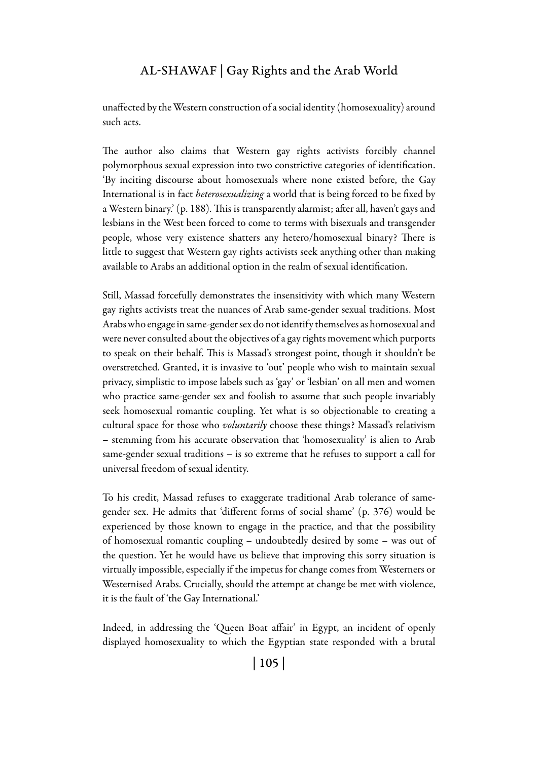unaffected by the Western construction of a social identity (homosexuality) around such acts.

The author also claims that Western gay rights activists forcibly channel polymorphous sexual expression into two constrictive categories of identification. 'By inciting discourse about homosexuals where none existed before, the Gay International is in fact *heterosexualizing* a world that is being forced to be fixed by a Western binary.' (p. 188). This is transparently alarmist; after all, haven't gays and lesbians in the West been forced to come to terms with bisexuals and transgender people, whose very existence shatters any hetero/homosexual binary? There is little to suggest that Western gay rights activists seek anything other than making available to Arabs an additional option in the realm of sexual identification.

Still, Massad forcefully demonstrates the insensitivity with which many Western gay rights activists treat the nuances of Arab same-gender sexual traditions. Most Arabs who engage in same-gender sex do not identify themselves as homosexual and were never consulted about the objectives of a gay rights movement which purports to speak on their behalf. This is Massad's strongest point, though it shouldn't be overstretched. Granted, it is invasive to 'out' people who wish to maintain sexual privacy, simplistic to impose labels such as 'gay' or 'lesbian' on all men and women who practice same-gender sex and foolish to assume that such people invariably seek homosexual romantic coupling. Yet what is so objectionable to creating a cultural space for those who *voluntarily* choose these things? Massad's relativism – stemming from his accurate observation that 'homosexuality' is alien to Arab same-gender sexual traditions – is so extreme that he refuses to support a call for universal freedom of sexual identity.

To his credit, Massad refuses to exaggerate traditional Arab tolerance of same-gender sex. He admits that 'different forms of social shame' (p. 376) would be experienced by those known to engage in the practice, and that the possibility of homosexual romantic coupling – undoubtedly desired by some – was out of the question. Yet he would have us believe that improving this sorry situation is virtually impossible, especially if the impetus for change comes from Westerners or Westernised Arabs. Crucially, should the attempt at change be met with violence, it is the fault of 'the Gay International.'

Indeed, in addressing the 'Queen Boat affair' in Egypt, an incident of openly displayed homosexuality to which the Egyptian state responded with a brutal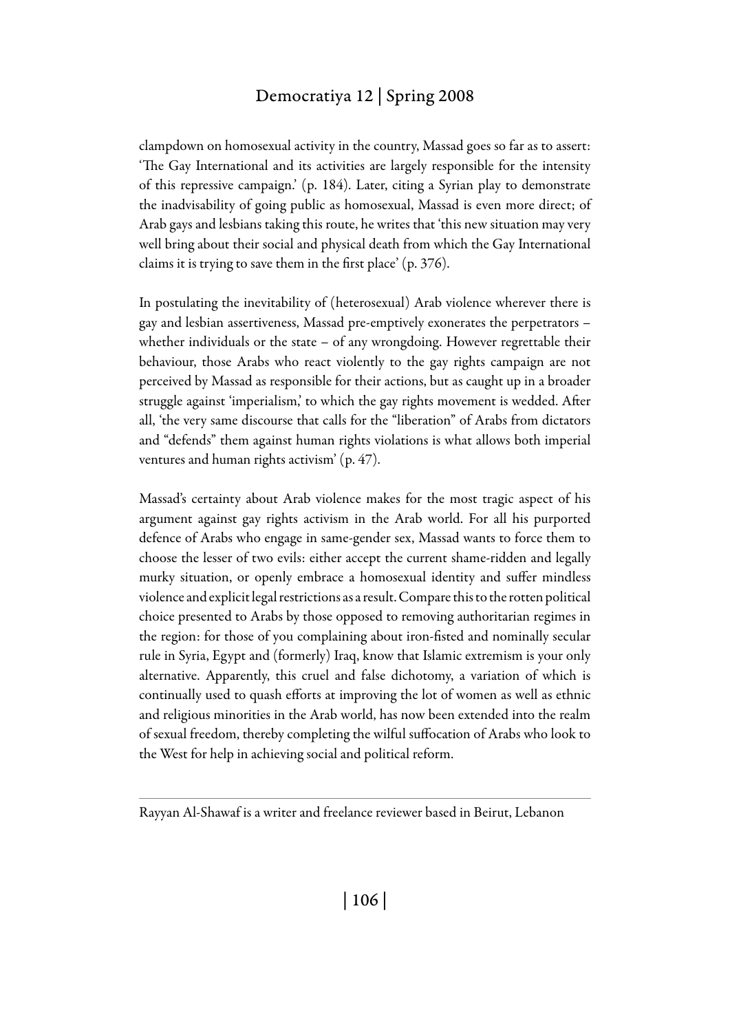clampdown on homosexual activity in the country, Massad goes so far as to assert: 'The Gay International and its activities are largely responsible for the intensity of this repressive campaign.' (p. 184). Later, citing a Syrian play to demonstrate the inadvisability of going public as homosexual, Massad is even more direct; of Arab gays and lesbians taking this route, he writes that 'this new situation may very well bring about their social and physical death from which the Gay International claims it is trying to save them in the first place' (p. 376).

In postulating the inevitability of (heterosexual) Arab violence wherever there is gay and lesbian assertiveness, Massad pre-emptively exonerates the perpetrators – whether individuals or the state – of any wrongdoing. However regrettable their behaviour, those Arabs who react violently to the gay rights campaign are not perceived by Massad as responsible for their actions, but as caught up in a broader struggle against 'imperialism,' to which the gay rights movement is wedded. After all, 'the very same discourse that calls for the "liberation" of Arabs from dictators and "defends" them against human rights violations is what allows both imperial ventures and human rights activism' (p. 47).

Massad's certainty about Arab violence makes for the most tragic aspect of his argument against gay rights activism in the Arab world. For all his purported defence of Arabs who engage in same-gender sex, Massad wants to force them to choose the lesser of two evils: either accept the current shame-ridden and legally murky situation, or openly embrace a homosexual identity and suffer mindless violence and explicit legal restrictions as a result. Compare this to the rotten political choice presented to Arabs by those opposed to removing authoritarian regimes in the region: for those of you complaining about iron-fisted and nominally secular rule in Syria, Egypt and (formerly) Iraq, know that Islamic extremism is your only alternative. Apparently, this cruel and false dichotomy, a variation of which is continually used to quash efforts at improving the lot of women as well as ethnic and religious minorities in the Arab world, has now been extended into the realm of sexual freedom, thereby completing the wilful suffocation of Arabs who look to the West for help in achieving social and political reform.

---

Rayyan Al-Shawaf is a writer and freelance reviewer based in Beirut, Lebanon